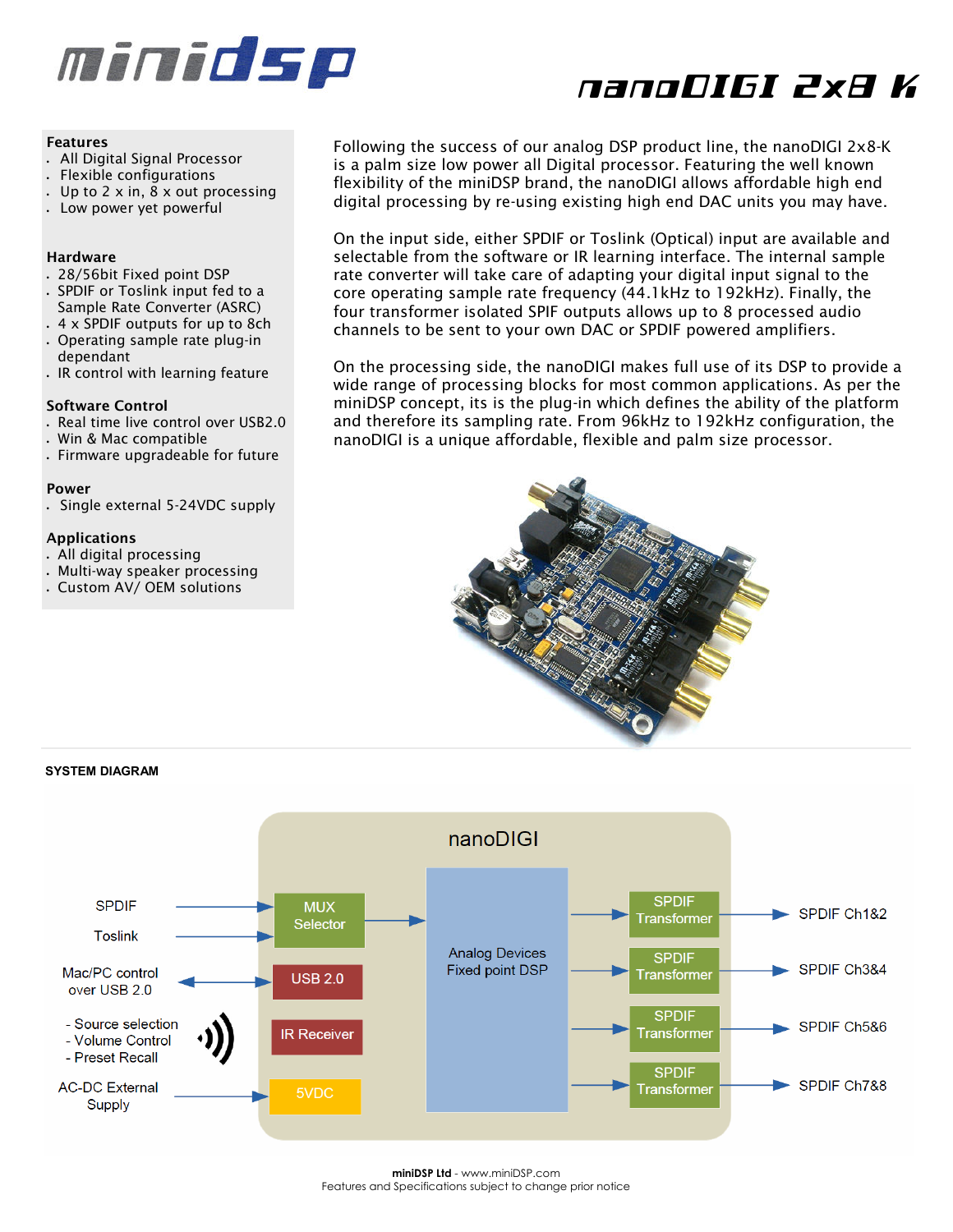# miniDSP

# nanoDIGI 2x8 K

### Features
- All Digital Signal Processor
- Flexible configurations
- Up to 2 x in, 8 x out processing
- Low power yet powerful

### Hardware
- 28/56bit Fixed point DSP
- SPDIF or Toslink input fed to a Sample Rate Converter (ASRC)
- 4 x SPDIF outputs for up to 8ch
- Operating sample rate plug-in dependant
- IR control with learning feature

### Software Control
- Real time live control over USB2.0
- Win & Mac compatible
- Firmware upgradeable for future

### Power
- Single external 5-24VDC supply

### Applications
- All digital processing
- Multi-way speaker processing
- Custom AV/ OEM solutions

Following the success of our analog DSP product line, the nanoDIGI 2x8-K is a palm size low power all Digital processor. Featuring the well known flexibility of the miniDSP brand, the nanoDIGI allows affordable high end digital processing by re-using existing high end DAC units you may have.

On the input side, either SPDIF or Toslink (Optical) input are available and selectable from the software or IR learning interface. The internal sample rate converter will take care of adapting your digital input signal to the core operating sample rate frequency (44.1kHz to 192kHz). Finally, the four transformer isolated SPIF outputs allows up to 8 processed audio channels to be sent to your own DAC or SPDIF powered amplifiers.

On the processing side, the nanoDIGI makes full use of its DSP to provide a wide range of processing blocks for most common applications. As per the miniDSP concept, its is the plug-in which defines the ability of the platform and therefore its sampling rate. From 96kHz to 192kHz configuration, the nanoDIGI is a unique affordable, flexible and palm size processor.

### SYSTEM DIAGRAM

nanoDIGI

- SPDIF → MUX Selector
- Toslink → MUX Selector
- MUX Selector → Analog Devices Fixed point DSP
- Mac/PC control over USB 2.0 ↔ USB 2.0
- - Source selection - Volume Control - Preset Recall → IR Receiver
- AC-DC External Supply → 5VDC
- Analog Devices Fixed point DSP → SPDIF Transformer → SPDIF Ch1&2
- Analog Devices Fixed point DSP → SPDIF Transformer → SPDIF Ch3&4
- Analog Devices Fixed point DSP → SPDIF Transformer → SPDIF Ch5&6
- Analog Devices Fixed point DSP → SPDIF Transformer → SPDIF Ch7&8

**miniDSP Ltd** - www.miniDSP.com
Features and Specifications subject to change prior notice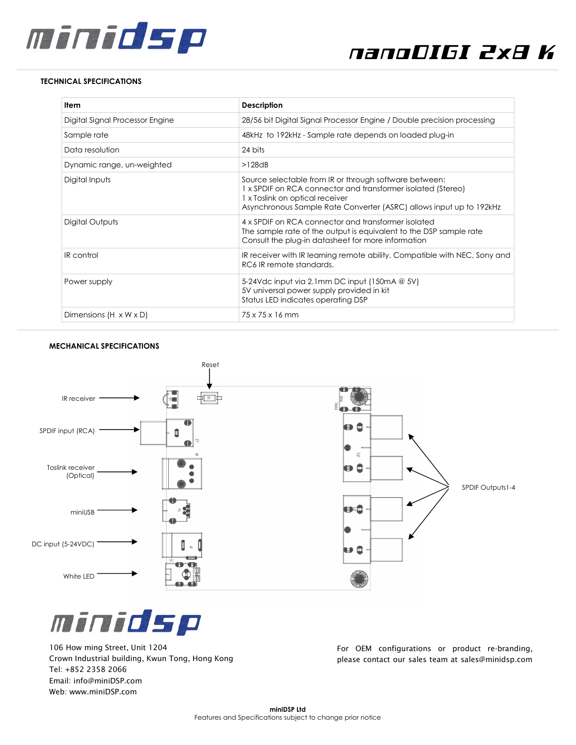# nanoDIGI 2x8 K

## TECHNICAL SPECIFICATIONS

| Item | Description |
|---|---|
| Digital Signal Processor Engine | 28/56 bit Digital Signal Processor Engine / Double precision processing |
| Sample rate | 48kHz to 192kHz - Sample rate depends on loaded plug-in |
| Data resolution | 24 bits |
| Dynamic range, un-weighted | >128dB |
| Digital Inputs | Source selectable from IR or through software between:<br>1 x SPDIF on RCA connector and transformer isolated (Stereo)<br>1 x Toslink on optical receiver<br>Asynchronous Sample Rate Converter (ASRC) allows input up to 192kHz |
| Digital Outputs | 4 x SPDIF on RCA connector and transformer isolated<br>The sample rate of the output is equivalent to the DSP sample rate<br>Consult the plug-in datasheet for more information |
| IR control | IR receiver with IR learning remote ability. Compatible with NEC, Sony and RC6 IR remote standards. |
| Power supply | 5-24Vdc input via 2.1mm DC input (150mA @ 5V)<br>5V universal power supply provided in kit<br>Status LED indicates operating DSP |
| Dimensions (H x W x D) | 75 x 75 x 16 mm |

## MECHANICAL SPECIFICATIONS

Reset

IR receiver

SPDIF input (RCA)

Toslink receiver (Optical)

miniUSB

DC input (5-24VDC)

White LED

SPDIF Outputs1-4

106 How ming Street, Unit 1204
Crown Industrial building, Kwun Tong, Hong Kong
Tel: +852 2358 2066
Email: info@miniDSP.com
Web: www.miniDSP.com

For OEM configurations or product re-branding, please contact our sales team at sales@minidsp.com

**miniDSP Ltd**
Features and Specifications subject to change prior notice